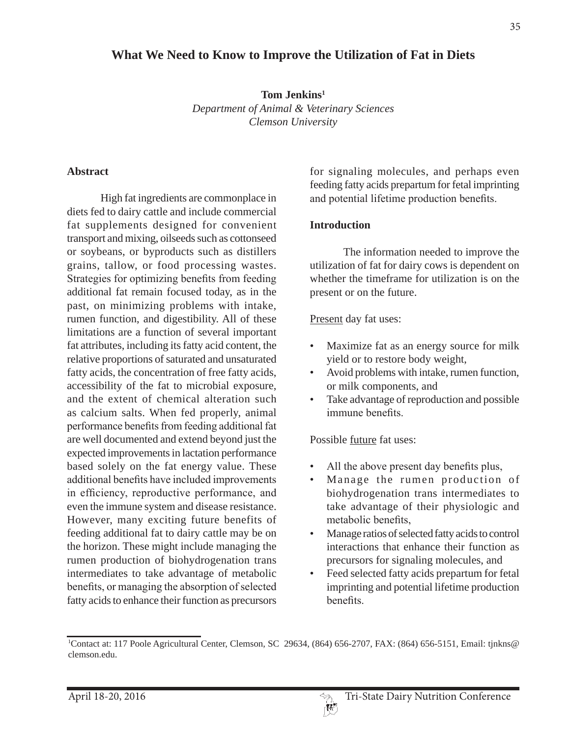# What We Need to Know to Improve the Utilization of Fat in Diets

**Tom Jenkins**[1]

*Department of Animal & Veterinary Sciences*
*Clemson University*

## Abstract

High fat ingredients are commonplace in diets fed to dairy cattle and include commercial fat supplements designed for convenient transport and mixing, oilseeds such as cottonseed or soybeans, or byproducts such as distillers grains, tallow, or food processing wastes. Strategies for optimizing benefits from feeding additional fat remain focused today, as in the past, on minimizing problems with intake, rumen function, and digestibility. All of these limitations are a function of several important fat attributes, including its fatty acid content, the relative proportions of saturated and unsaturated fatty acids, the concentration of free fatty acids, accessibility of the fat to microbial exposure, and the extent of chemical alteration such as calcium salts. When fed properly, animal performance benefits from feeding additional fat are well documented and extend beyond just the expected improvements in lactation performance based solely on the fat energy value. These additional benefits have included improvements in efficiency, reproductive performance, and even the immune system and disease resistance. However, many exciting future benefits of feeding additional fat to dairy cattle may be on the horizon. These might include managing the rumen production of biohydrogenation trans intermediates to take advantage of metabolic benefits, or managing the absorption of selected fatty acids to enhance their function as precursors for signaling molecules, and perhaps even feeding fatty acids prepartum for fetal imprinting and potential lifetime production benefits.

## Introduction

The information needed to improve the utilization of fat for dairy cows is dependent on whether the timeframe for utilization is on the present or on the future.

Present day fat uses:

- Maximize fat as an energy source for milk yield or to restore body weight,
- Avoid problems with intake, rumen function, or milk components, and
- Take advantage of reproduction and possible immune benefits.

Possible future fat uses:

- All the above present day benefits plus,
- Manage the rumen production of biohydrogenation trans intermediates to take advantage of their physiologic and metabolic benefits,
- Manage ratios of selected fatty acids to control interactions that enhance their function as precursors for signaling molecules, and
- Feed selected fatty acids prepartum for fetal imprinting and potential lifetime production benefits.

[1]Contact at: 117 Poole Agricultural Center, Clemson, SC 29634, (864) 656-2707, FAX: (864) 656-5151, Email: tjnkns@clemson.edu.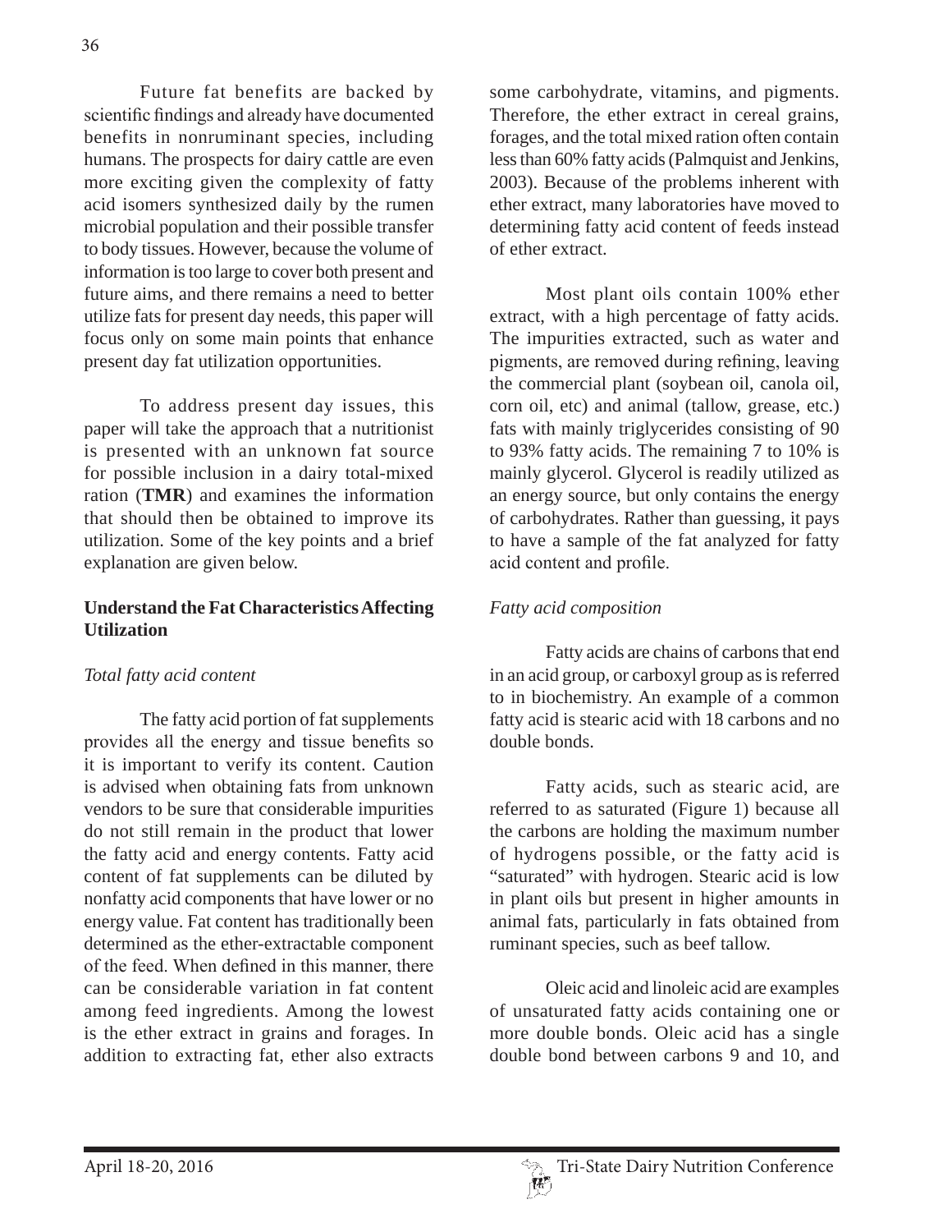Future fat benefits are backed by scientific findings and already have documented benefits in nonruminant species, including humans. The prospects for dairy cattle are even more exciting given the complexity of fatty acid isomers synthesized daily by the rumen microbial population and their possible transfer to body tissues. However, because the volume of information is too large to cover both present and future aims, and there remains a need to better utilize fats for present day needs, this paper will focus only on some main points that enhance present day fat utilization opportunities.

To address present day issues, this paper will take the approach that a nutritionist is presented with an unknown fat source for possible inclusion in a dairy total-mixed ration (**TMR**) and examines the information that should then be obtained to improve its utilization. Some of the key points and a brief explanation are given below.

## Understand the Fat Characteristics Affecting Utilization

### *Total fatty acid content*

The fatty acid portion of fat supplements provides all the energy and tissue benefits so it is important to verify its content. Caution is advised when obtaining fats from unknown vendors to be sure that considerable impurities do not still remain in the product that lower the fatty acid and energy contents. Fatty acid content of fat supplements can be diluted by nonfatty acid components that have lower or no energy value. Fat content has traditionally been determined as the ether-extractable component of the feed. When defined in this manner, there can be considerable variation in fat content among feed ingredients. Among the lowest is the ether extract in grains and forages. In addition to extracting fat, ether also extracts some carbohydrate, vitamins, and pigments. Therefore, the ether extract in cereal grains, forages, and the total mixed ration often contain less than 60% fatty acids (Palmquist and Jenkins, 2003). Because of the problems inherent with ether extract, many laboratories have moved to determining fatty acid content of feeds instead of ether extract.

Most plant oils contain 100% ether extract, with a high percentage of fatty acids. The impurities extracted, such as water and pigments, are removed during refining, leaving the commercial plant (soybean oil, canola oil, corn oil, etc) and animal (tallow, grease, etc.) fats with mainly triglycerides consisting of 90 to 93% fatty acids. The remaining 7 to 10% is mainly glycerol. Glycerol is readily utilized as an energy source, but only contains the energy of carbohydrates. Rather than guessing, it pays to have a sample of the fat analyzed for fatty acid content and profile.

### *Fatty acid composition*

Fatty acids are chains of carbons that end in an acid group, or carboxyl group as is referred to in biochemistry. An example of a common fatty acid is stearic acid with 18 carbons and no double bonds.

Fatty acids, such as stearic acid, are referred to as saturated (Figure 1) because all the carbons are holding the maximum number of hydrogens possible, or the fatty acid is "saturated" with hydrogen. Stearic acid is low in plant oils but present in higher amounts in animal fats, particularly in fats obtained from ruminant species, such as beef tallow.

Oleic acid and linoleic acid are examples of unsaturated fatty acids containing one or more double bonds. Oleic acid has a single double bond between carbons 9 and 10, and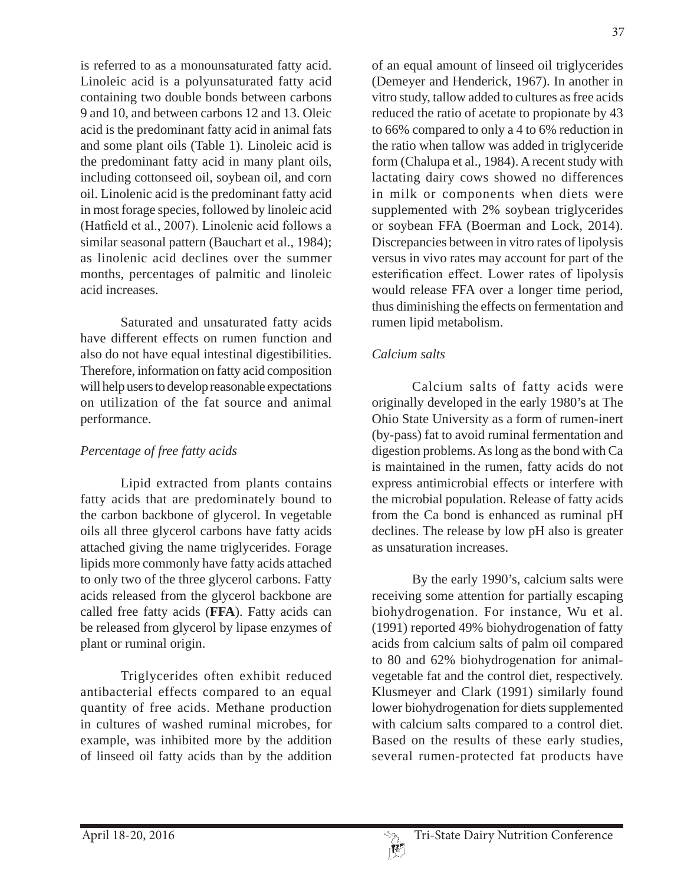is referred to as a monounsaturated fatty acid. Linoleic acid is a polyunsaturated fatty acid containing two double bonds between carbons 9 and 10, and between carbons 12 and 13. Oleic acid is the predominant fatty acid in animal fats and some plant oils (Table 1). Linoleic acid is the predominant fatty acid in many plant oils, including cottonseed oil, soybean oil, and corn oil. Linolenic acid is the predominant fatty acid in most forage species, followed by linoleic acid (Hatfield et al., 2007). Linolenic acid follows a similar seasonal pattern (Bauchart et al., 1984); as linolenic acid declines over the summer months, percentages of palmitic and linoleic acid increases.

Saturated and unsaturated fatty acids have different effects on rumen function and also do not have equal intestinal digestibilities. Therefore, information on fatty acid composition will help users to develop reasonable expectations on utilization of the fat source and animal performance.

*Percentage of free fatty acids*

Lipid extracted from plants contains fatty acids that are predominately bound to the carbon backbone of glycerol. In vegetable oils all three glycerol carbons have fatty acids attached giving the name triglycerides. Forage lipids more commonly have fatty acids attached to only two of the three glycerol carbons. Fatty acids released from the glycerol backbone are called free fatty acids (**FFA**). Fatty acids can be released from glycerol by lipase enzymes of plant or ruminal origin.

Triglycerides often exhibit reduced antibacterial effects compared to an equal quantity of free acids. Methane production in cultures of washed ruminal microbes, for example, was inhibited more by the addition of linseed oil fatty acids than by the addition of an equal amount of linseed oil triglycerides (Demeyer and Henderick, 1967). In another in vitro study, tallow added to cultures as free acids reduced the ratio of acetate to propionate by 43 to 66% compared to only a 4 to 6% reduction in the ratio when tallow was added in triglyceride form (Chalupa et al., 1984). A recent study with lactating dairy cows showed no differences in milk or components when diets were supplemented with 2% soybean triglycerides or soybean FFA (Boerman and Lock, 2014). Discrepancies between in vitro rates of lipolysis versus in vivo rates may account for part of the esterification effect. Lower rates of lipolysis would release FFA over a longer time period, thus diminishing the effects on fermentation and rumen lipid metabolism.

*Calcium salts*

Calcium salts of fatty acids were originally developed in the early 1980's at The Ohio State University as a form of rumen-inert (by-pass) fat to avoid ruminal fermentation and digestion problems. As long as the bond with Ca is maintained in the rumen, fatty acids do not express antimicrobial effects or interfere with the microbial population. Release of fatty acids from the Ca bond is enhanced as ruminal pH declines. The release by low pH also is greater as unsaturation increases.

By the early 1990's, calcium salts were receiving some attention for partially escaping biohydrogenation. For instance, Wu et al. (1991) reported 49% biohydrogenation of fatty acids from calcium salts of palm oil compared to 80 and 62% biohydrogenation for animal-vegetable fat and the control diet, respectively. Klusmeyer and Clark (1991) similarly found lower biohydrogenation for diets supplemented with calcium salts compared to a control diet. Based on the results of these early studies, several rumen-protected fat products have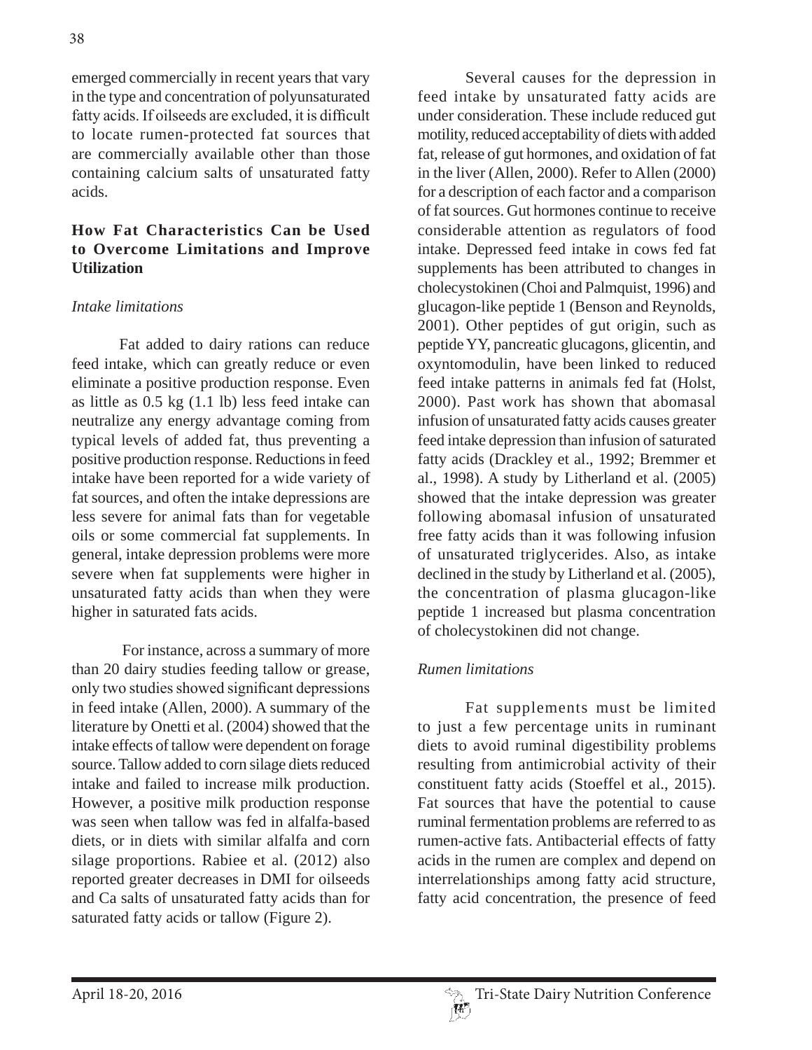emerged commercially in recent years that vary in the type and concentration of polyunsaturated fatty acids. If oilseeds are excluded, it is difficult to locate rumen-protected fat sources that are commercially available other than those containing calcium salts of unsaturated fatty acids.

## How Fat Characteristics Can be Used to Overcome Limitations and Improve Utilization

### *Intake limitations*

Fat added to dairy rations can reduce feed intake, which can greatly reduce or even eliminate a positive production response. Even as little as 0.5 kg (1.1 lb) less feed intake can neutralize any energy advantage coming from typical levels of added fat, thus preventing a positive production response. Reductions in feed intake have been reported for a wide variety of fat sources, and often the intake depressions are less severe for animal fats than for vegetable oils or some commercial fat supplements. In general, intake depression problems were more severe when fat supplements were higher in unsaturated fatty acids than when they were higher in saturated fats acids.

For instance, across a summary of more than 20 dairy studies feeding tallow or grease, only two studies showed significant depressions in feed intake (Allen, 2000). A summary of the literature by Onetti et al. (2004) showed that the intake effects of tallow were dependent on forage source. Tallow added to corn silage diets reduced intake and failed to increase milk production. However, a positive milk production response was seen when tallow was fed in alfalfa-based diets, or in diets with similar alfalfa and corn silage proportions. Rabiee et al. (2012) also reported greater decreases in DMI for oilseeds and Ca salts of unsaturated fatty acids than for saturated fatty acids or tallow (Figure 2).

Several causes for the depression in feed intake by unsaturated fatty acids are under consideration. These include reduced gut motility, reduced acceptability of diets with added fat, release of gut hormones, and oxidation of fat in the liver (Allen, 2000). Refer to Allen (2000) for a description of each factor and a comparison of fat sources. Gut hormones continue to receive considerable attention as regulators of food intake. Depressed feed intake in cows fed fat supplements has been attributed to changes in cholecystokinen (Choi and Palmquist, 1996) and glucagon-like peptide 1 (Benson and Reynolds, 2001). Other peptides of gut origin, such as peptide YY, pancreatic glucagons, glicentin, and oxyntomodulin, have been linked to reduced feed intake patterns in animals fed fat (Holst, 2000). Past work has shown that abomasal infusion of unsaturated fatty acids causes greater feed intake depression than infusion of saturated fatty acids (Drackley et al., 1992; Bremmer et al., 1998). A study by Litherland et al. (2005) showed that the intake depression was greater following abomasal infusion of unsaturated free fatty acids than it was following infusion of unsaturated triglycerides. Also, as intake declined in the study by Litherland et al. (2005), the concentration of plasma glucagon-like peptide 1 increased but plasma concentration of cholecystokinen did not change.

### *Rumen limitations*

Fat supplements must be limited to just a few percentage units in ruminant diets to avoid ruminal digestibility problems resulting from antimicrobial activity of their constituent fatty acids (Stoeffel et al., 2015). Fat sources that have the potential to cause ruminal fermentation problems are referred to as rumen-active fats. Antibacterial effects of fatty acids in the rumen are complex and depend on interrelationships among fatty acid structure, fatty acid concentration, the presence of feed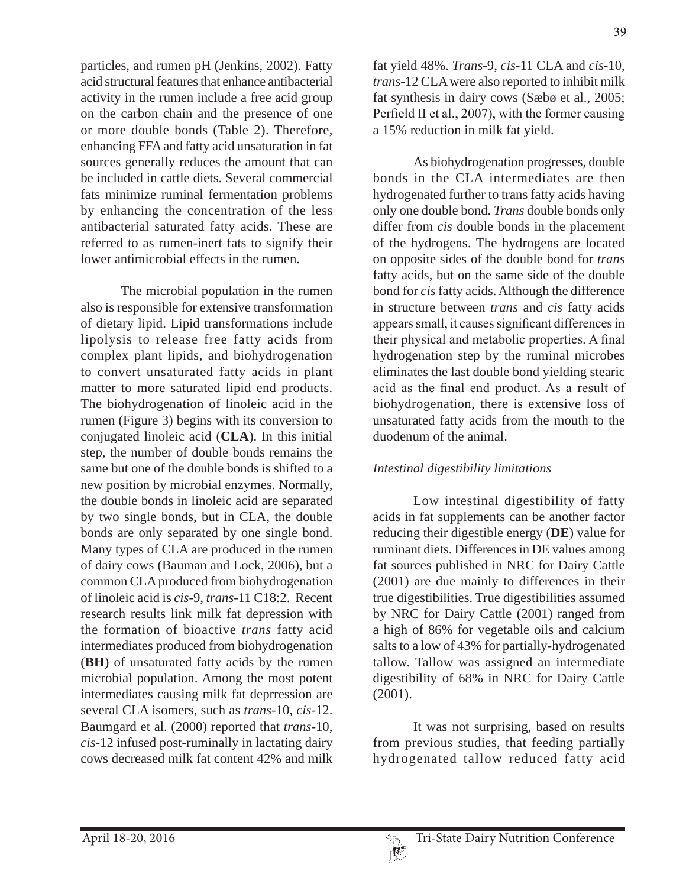particles, and rumen pH (Jenkins, 2002). Fatty acid structural features that enhance antibacterial activity in the rumen include a free acid group on the carbon chain and the presence of one or more double bonds (Table 2). Therefore, enhancing FFA and fatty acid unsaturation in fat sources generally reduces the amount that can be included in cattle diets. Several commercial fats minimize ruminal fermentation problems by enhancing the concentration of the less antibacterial saturated fatty acids. These are referred to as rumen-inert fats to signify their lower antimicrobial effects in the rumen.

The microbial population in the rumen also is responsible for extensive transformation of dietary lipid. Lipid transformations include lipolysis to release free fatty acids from complex plant lipids, and biohydrogenation to convert unsaturated fatty acids in plant matter to more saturated lipid end products. The biohydrogenation of linoleic acid in the rumen (Figure 3) begins with its conversion to conjugated linoleic acid (**CLA**). In this initial step, the number of double bonds remains the same but one of the double bonds is shifted to a new position by microbial enzymes. Normally, the double bonds in linoleic acid are separated by two single bonds, but in CLA, the double bonds are only separated by one single bond. Many types of CLA are produced in the rumen of dairy cows (Bauman and Lock, 2006), but a common CLA produced from biohydrogenation of linoleic acid is *cis*-9, *trans*-11 C18:2. Recent research results link milk fat depression with the formation of bioactive *trans* fatty acid intermediates produced from biohydrogenation (**BH**) of unsaturated fatty acids by the rumen microbial population. Among the most potent intermediates causing milk fat deprression are several CLA isomers, such as *trans*-10, *cis*-12. Baumgard et al. (2000) reported that *trans*-10, *cis*-12 infused post-ruminally in lactating dairy cows decreased milk fat content 42% and milk fat yield 48%. *Trans*-9, *cis*-11 CLA and *cis*-10, *trans*-12 CLA were also reported to inhibit milk fat synthesis in dairy cows (Sæbø et al., 2005; Perfield II et al., 2007), with the former causing a 15% reduction in milk fat yield.

As biohydrogenation progresses, double bonds in the CLA intermediates are then hydrogenated further to trans fatty acids having only one double bond. *Trans* double bonds only differ from *cis* double bonds in the placement of the hydrogens. The hydrogens are located on opposite sides of the double bond for *trans* fatty acids, but on the same side of the double bond for *cis* fatty acids. Although the difference in structure between *trans* and *cis* fatty acids appears small, it causes significant differences in their physical and metabolic properties. A final hydrogenation step by the ruminal microbes eliminates the last double bond yielding stearic acid as the final end product. As a result of biohydrogenation, there is extensive loss of unsaturated fatty acids from the mouth to the duodenum of the animal.

*Intestinal digestibility limitations*

Low intestinal digestibility of fatty acids in fat supplements can be another factor reducing their digestible energy (**DE**) value for ruminant diets. Differences in DE values among fat sources published in NRC for Dairy Cattle (2001) are due mainly to differences in their true digestibilities. True digestibilities assumed by NRC for Dairy Cattle (2001) ranged from a high of 86% for vegetable oils and calcium salts to a low of 43% for partially-hydrogenated tallow. Tallow was assigned an intermediate digestibility of 68% in NRC for Dairy Cattle (2001).

It was not surprising, based on results from previous studies, that feeding partially hydrogenated tallow reduced fatty acid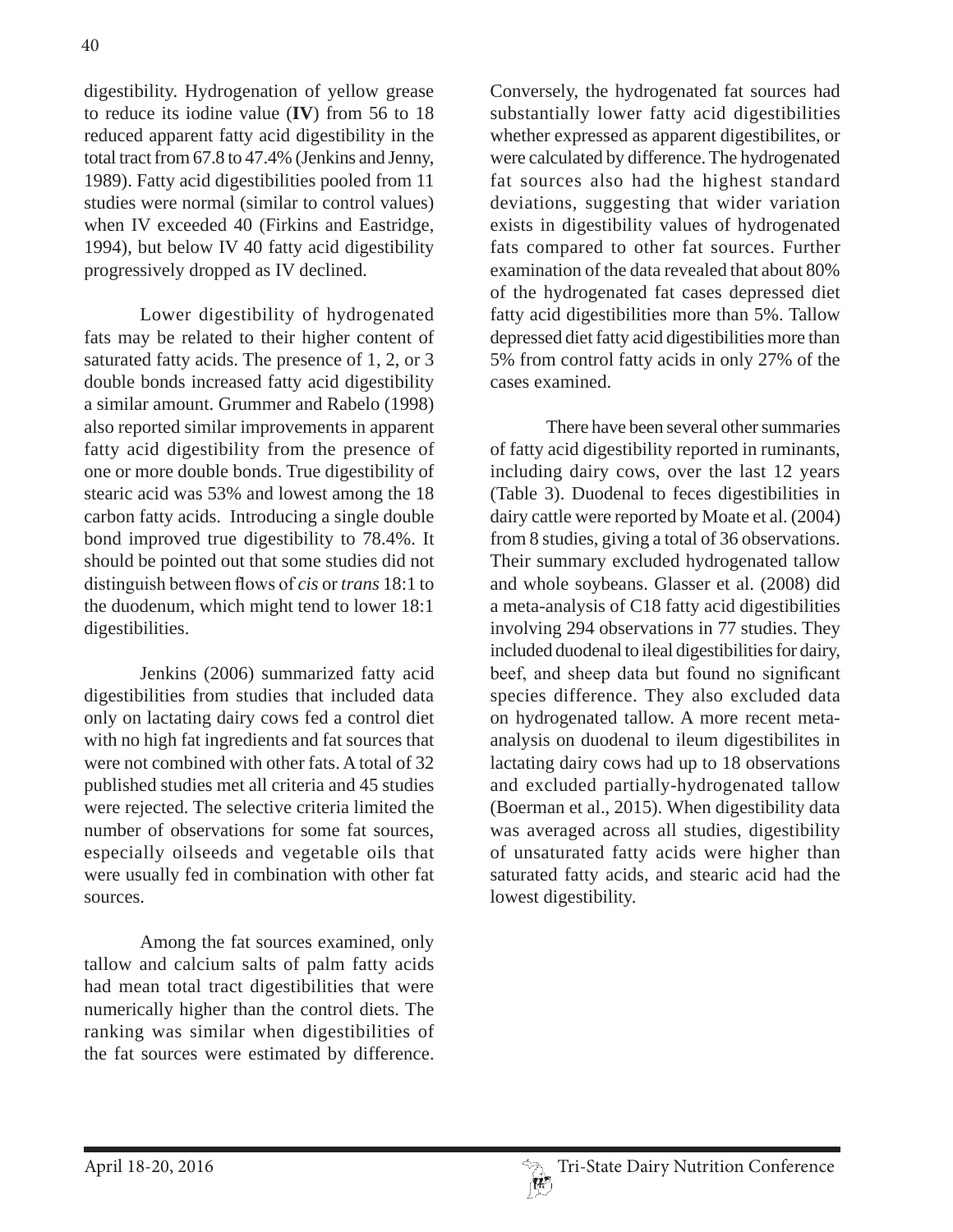digestibility. Hydrogenation of yellow grease to reduce its iodine value (**IV**) from 56 to 18 reduced apparent fatty acid digestibility in the total tract from 67.8 to 47.4% (Jenkins and Jenny, 1989). Fatty acid digestibilities pooled from 11 studies were normal (similar to control values) when IV exceeded 40 (Firkins and Eastridge, 1994), but below IV 40 fatty acid digestibility progressively dropped as IV declined.

Lower digestibility of hydrogenated fats may be related to their higher content of saturated fatty acids. The presence of 1, 2, or 3 double bonds increased fatty acid digestibility a similar amount. Grummer and Rabelo (1998) also reported similar improvements in apparent fatty acid digestibility from the presence of one or more double bonds. True digestibility of stearic acid was 53% and lowest among the 18 carbon fatty acids. Introducing a single double bond improved true digestibility to 78.4%. It should be pointed out that some studies did not distinguish between flows of *cis* or *trans* 18:1 to the duodenum, which might tend to lower 18:1 digestibilities.

Jenkins (2006) summarized fatty acid digestibilities from studies that included data only on lactating dairy cows fed a control diet with no high fat ingredients and fat sources that were not combined with other fats. A total of 32 published studies met all criteria and 45 studies were rejected. The selective criteria limited the number of observations for some fat sources, especially oilseeds and vegetable oils that were usually fed in combination with other fat sources.

Among the fat sources examined, only tallow and calcium salts of palm fatty acids had mean total tract digestibilities that were numerically higher than the control diets. The ranking was similar when digestibilities of the fat sources were estimated by difference. Conversely, the hydrogenated fat sources had substantially lower fatty acid digestibilities whether expressed as apparent digestibilites, or were calculated by difference. The hydrogenated fat sources also had the highest standard deviations, suggesting that wider variation exists in digestibility values of hydrogenated fats compared to other fat sources. Further examination of the data revealed that about 80% of the hydrogenated fat cases depressed diet fatty acid digestibilities more than 5%. Tallow depressed diet fatty acid digestibilities more than 5% from control fatty acids in only 27% of the cases examined.

There have been several other summaries of fatty acid digestibility reported in ruminants, including dairy cows, over the last 12 years (Table 3). Duodenal to feces digestibilities in dairy cattle were reported by Moate et al. (2004) from 8 studies, giving a total of 36 observations. Their summary excluded hydrogenated tallow and whole soybeans. Glasser et al. (2008) did a meta-analysis of C18 fatty acid digestibilities involving 294 observations in 77 studies. They included duodenal to ileal digestibilities for dairy, beef, and sheep data but found no significant species difference. They also excluded data on hydrogenated tallow. A more recent meta-analysis on duodenal to ileum digestibilites in lactating dairy cows had up to 18 observations and excluded partially-hydrogenated tallow (Boerman et al., 2015). When digestibility data was averaged across all studies, digestibility of unsaturated fatty acids were higher than saturated fatty acids, and stearic acid had the lowest digestibility.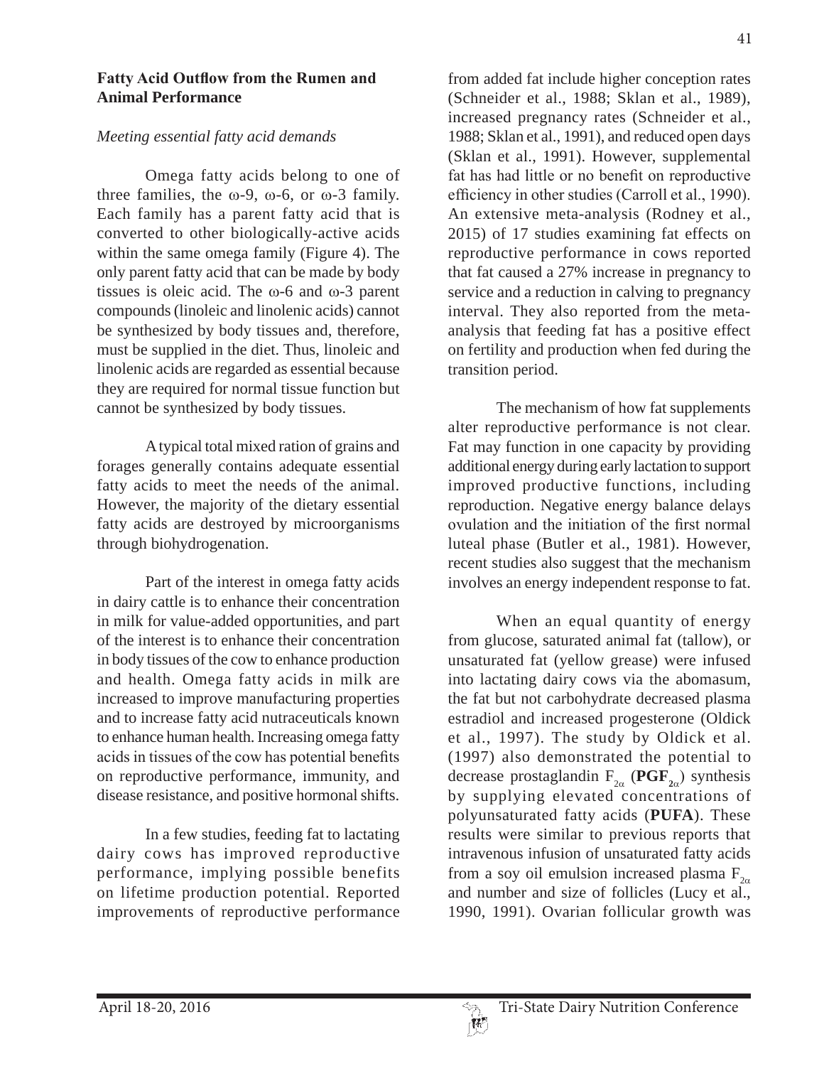## Fatty Acid Outflow from the Rumen and Animal Performance

*Meeting essential fatty acid demands*

Omega fatty acids belong to one of three families, the ω-9, ω-6, or ω-3 family. Each family has a parent fatty acid that is converted to other biologically-active acids within the same omega family (Figure 4). The only parent fatty acid that can be made by body tissues is oleic acid. The ω-6 and ω-3 parent compounds (linoleic and linolenic acids) cannot be synthesized by body tissues and, therefore, must be supplied in the diet. Thus, linoleic and linolenic acids are regarded as essential because they are required for normal tissue function but cannot be synthesized by body tissues.

A typical total mixed ration of grains and forages generally contains adequate essential fatty acids to meet the needs of the animal. However, the majority of the dietary essential fatty acids are destroyed by microorganisms through biohydrogenation.

Part of the interest in omega fatty acids in dairy cattle is to enhance their concentration in milk for value-added opportunities, and part of the interest is to enhance their concentration in body tissues of the cow to enhance production and health. Omega fatty acids in milk are increased to improve manufacturing properties and to increase fatty acid nutraceuticals known to enhance human health. Increasing omega fatty acids in tissues of the cow has potential benefits on reproductive performance, immunity, and disease resistance, and positive hormonal shifts.

In a few studies, feeding fat to lactating dairy cows has improved reproductive performance, implying possible benefits on lifetime production potential. Reported improvements of reproductive performance from added fat include higher conception rates (Schneider et al., 1988; Sklan et al., 1989), increased pregnancy rates (Schneider et al., 1988; Sklan et al., 1991), and reduced open days (Sklan et al., 1991). However, supplemental fat has had little or no benefit on reproductive efficiency in other studies (Carroll et al., 1990). An extensive meta-analysis (Rodney et al., 2015) of 17 studies examining fat effects on reproductive performance in cows reported that fat caused a 27% increase in pregnancy to service and a reduction in calving to pregnancy interval. They also reported from the meta-analysis that feeding fat has a positive effect on fertility and production when fed during the transition period.

The mechanism of how fat supplements alter reproductive performance is not clear. Fat may function in one capacity by providing additional energy during early lactation to support improved productive functions, including reproduction. Negative energy balance delays ovulation and the initiation of the first normal luteal phase (Butler et al., 1981). However, recent studies also suggest that the mechanism involves an energy independent response to fat.

When an equal quantity of energy from glucose, saturated animal fat (tallow), or unsaturated fat (yellow grease) were infused into lactating dairy cows via the abomasum, the fat but not carbohydrate decreased plasma estradiol and increased progesterone (Oldick et al., 1997). The study by Oldick et al. (1997) also demonstrated the potential to decrease prostaglandin $F_{2\alpha}$ (**$PGF_{2\alpha}$**) synthesis by supplying elevated concentrations of polyunsaturated fatty acids (**PUFA**). These results were similar to previous reports that intravenous infusion of unsaturated fatty acids from a soy oil emulsion increased plasma $F_{2\alpha}$ and number and size of follicles (Lucy et al., 1990, 1991). Ovarian follicular growth was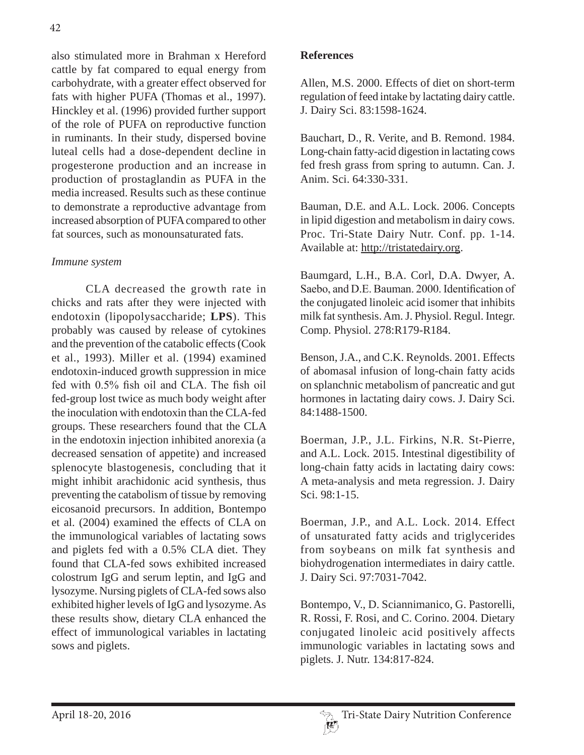also stimulated more in Brahman x Hereford cattle by fat compared to equal energy from carbohydrate, with a greater effect observed for fats with higher PUFA (Thomas et al., 1997). Hinckley et al. (1996) provided further support of the role of PUFA on reproductive function in ruminants. In their study, dispersed bovine luteal cells had a dose-dependent decline in progesterone production and an increase in production of prostaglandin as PUFA in the media increased. Results such as these continue to demonstrate a reproductive advantage from increased absorption of PUFA compared to other fat sources, such as monounsaturated fats.

### *Immune system*

CLA decreased the growth rate in chicks and rats after they were injected with endotoxin (lipopolysaccharide; **LPS**). This probably was caused by release of cytokines and the prevention of the catabolic effects (Cook et al., 1993). Miller et al. (1994) examined endotoxin-induced growth suppression in mice fed with 0.5% fish oil and CLA. The fish oil fed-group lost twice as much body weight after the inoculation with endotoxin than the CLA-fed groups. These researchers found that the CLA in the endotoxin injection inhibited anorexia (a decreased sensation of appetite) and increased splenocyte blastogenesis, concluding that it might inhibit arachidonic acid synthesis, thus preventing the catabolism of tissue by removing eicosanoid precursors. In addition, Bontempo et al. (2004) examined the effects of CLA on the immunological variables of lactating sows and piglets fed with a 0.5% CLA diet. They found that CLA-fed sows exhibited increased colostrum IgG and serum leptin, and IgG and lysozyme. Nursing piglets of CLA-fed sows also exhibited higher levels of IgG and lysozyme. As these results show, dietary CLA enhanced the effect of immunological variables in lactating sows and piglets.

## References

Allen, M.S. 2000. Effects of diet on short-term regulation of feed intake by lactating dairy cattle. J. Dairy Sci. 83:1598-1624.

Bauchart, D., R. Verite, and B. Remond. 1984. Long-chain fatty-acid digestion in lactating cows fed fresh grass from spring to autumn. Can. J. Anim. Sci. 64:330-331.

Bauman, D.E. and A.L. Lock. 2006. Concepts in lipid digestion and metabolism in dairy cows. Proc. Tri-State Dairy Nutr. Conf. pp. 1-14. Available at: http://tristatedairy.org.

Baumgard, L.H., B.A. Corl, D.A. Dwyer, A. Saebo, and D.E. Bauman. 2000. Identification of the conjugated linoleic acid isomer that inhibits milk fat synthesis. Am. J. Physiol. Regul. Integr. Comp. Physiol. 278:R179-R184.

Benson, J.A., and C.K. Reynolds. 2001. Effects of abomasal infusion of long-chain fatty acids on splanchnic metabolism of pancreatic and gut hormones in lactating dairy cows. J. Dairy Sci. 84:1488-1500.

Boerman, J.P., J.L. Firkins, N.R. St-Pierre, and A.L. Lock. 2015. Intestinal digestibility of long-chain fatty acids in lactating dairy cows: A meta-analysis and meta regression. J. Dairy Sci. 98:1-15.

Boerman, J.P., and A.L. Lock. 2014. Effect of unsaturated fatty acids and triglycerides from soybeans on milk fat synthesis and biohydrogenation intermediates in dairy cattle. J. Dairy Sci. 97:7031-7042.

Bontempo, V., D. Sciannimanico, G. Pastorelli, R. Rossi, F. Rosi, and C. Corino. 2004. Dietary conjugated linoleic acid positively affects immunologic variables in lactating sows and piglets. J. Nutr. 134:817-824.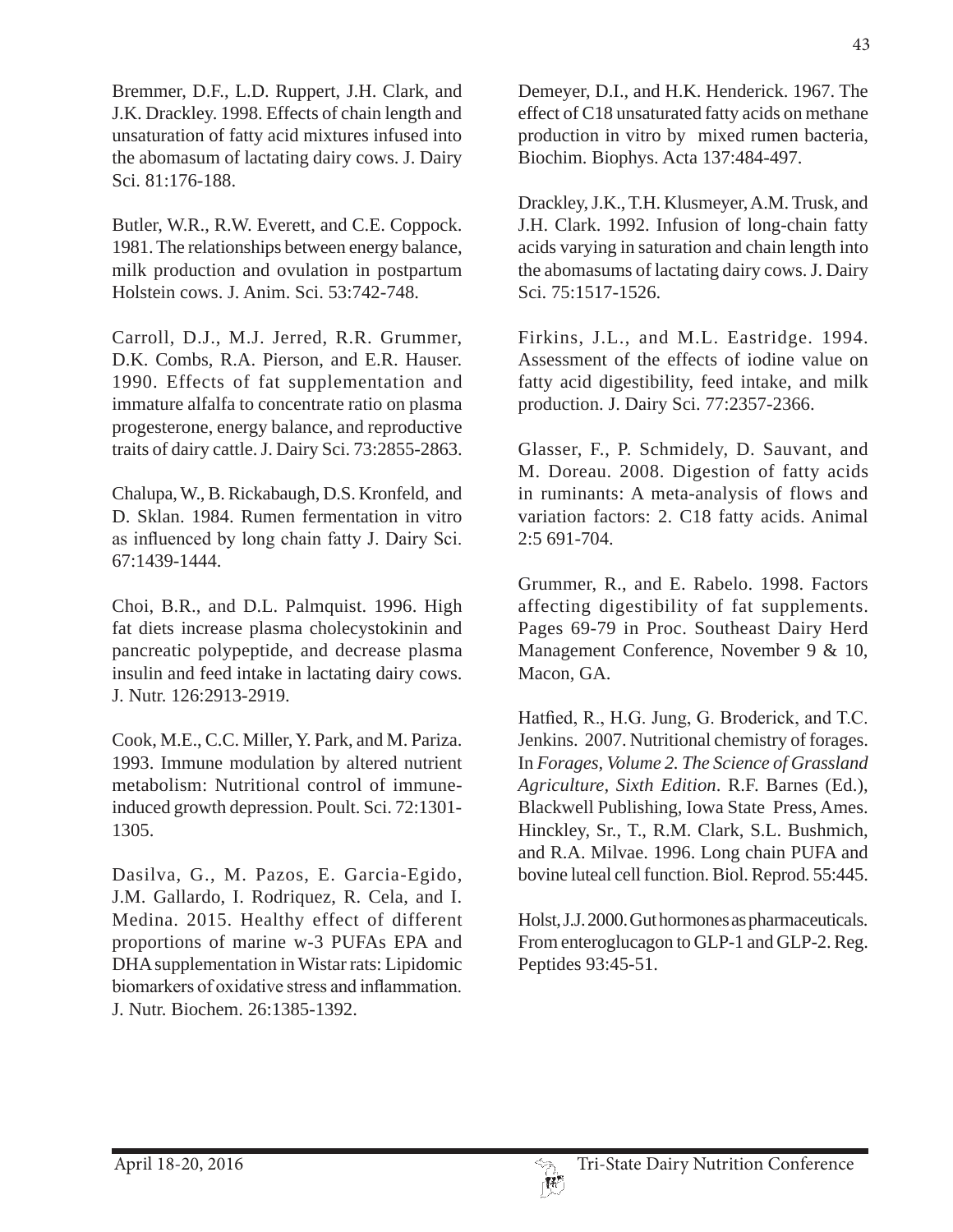Bremmer, D.F., L.D. Ruppert, J.H. Clark, and J.K. Drackley. 1998. Effects of chain length and unsaturation of fatty acid mixtures infused into the abomasum of lactating dairy cows. J. Dairy Sci. 81:176-188.

Butler, W.R., R.W. Everett, and C.E. Coppock. 1981. The relationships between energy balance, milk production and ovulation in postpartum Holstein cows. J. Anim. Sci. 53:742-748.

Carroll, D.J., M.J. Jerred, R.R. Grummer, D.K. Combs, R.A. Pierson, and E.R. Hauser. 1990. Effects of fat supplementation and immature alfalfa to concentrate ratio on plasma progesterone, energy balance, and reproductive traits of dairy cattle. J. Dairy Sci. 73:2855-2863.

Chalupa, W., B. Rickabaugh, D.S. Kronfeld, and D. Sklan. 1984. Rumen fermentation in vitro as influenced by long chain fatty J. Dairy Sci. 67:1439-1444.

Choi, B.R., and D.L. Palmquist. 1996. High fat diets increase plasma cholecystokinin and pancreatic polypeptide, and decrease plasma insulin and feed intake in lactating dairy cows. J. Nutr. 126:2913-2919.

Cook, M.E., C.C. Miller, Y. Park, and M. Pariza. 1993. Immune modulation by altered nutrient metabolism: Nutritional control of immune-induced growth depression. Poult. Sci. 72:1301-1305.

Dasilva, G., M. Pazos, E. Garcia-Egido, J.M. Gallardo, I. Rodriquez, R. Cela, and I. Medina. 2015. Healthy effect of different proportions of marine w-3 PUFAs EPA and DHA supplementation in Wistar rats: Lipidomic biomarkers of oxidative stress and inflammation. J. Nutr. Biochem. 26:1385-1392.

Demeyer, D.I., and H.K. Henderick. 1967. The effect of C18 unsaturated fatty acids on methane production in vitro by mixed rumen bacteria, Biochim. Biophys. Acta 137:484-497.

Drackley, J.K., T.H. Klusmeyer, A.M. Trusk, and J.H. Clark. 1992. Infusion of long-chain fatty acids varying in saturation and chain length into the abomasums of lactating dairy cows. J. Dairy Sci. 75:1517-1526.

Firkins, J.L., and M.L. Eastridge. 1994. Assessment of the effects of iodine value on fatty acid digestibility, feed intake, and milk production. J. Dairy Sci. 77:2357-2366.

Glasser, F., P. Schmidely, D. Sauvant, and M. Doreau. 2008. Digestion of fatty acids in ruminants: A meta-analysis of flows and variation factors: 2. C18 fatty acids. Animal 2:5 691-704.

Grummer, R., and E. Rabelo. 1998. Factors affecting digestibility of fat supplements. Pages 69-79 in Proc. Southeast Dairy Herd Management Conference, November 9 & 10, Macon, GA.

Hatfied, R., H.G. Jung, G. Broderick, and T.C. Jenkins. 2007. Nutritional chemistry of forages. In *Forages, Volume 2. The Science of Grassland Agriculture, Sixth Edition*. R.F. Barnes (Ed.), Blackwell Publishing, Iowa State Press, Ames.

Hinckley, Sr., T., R.M. Clark, S.L. Bushmich, and R.A. Milvae. 1996. Long chain PUFA and bovine luteal cell function. Biol. Reprod. 55:445.

Holst, J.J. 2000. Gut hormones as pharmaceuticals. From enteroglucagon to GLP-1 and GLP-2. Reg. Peptides 93:45-51.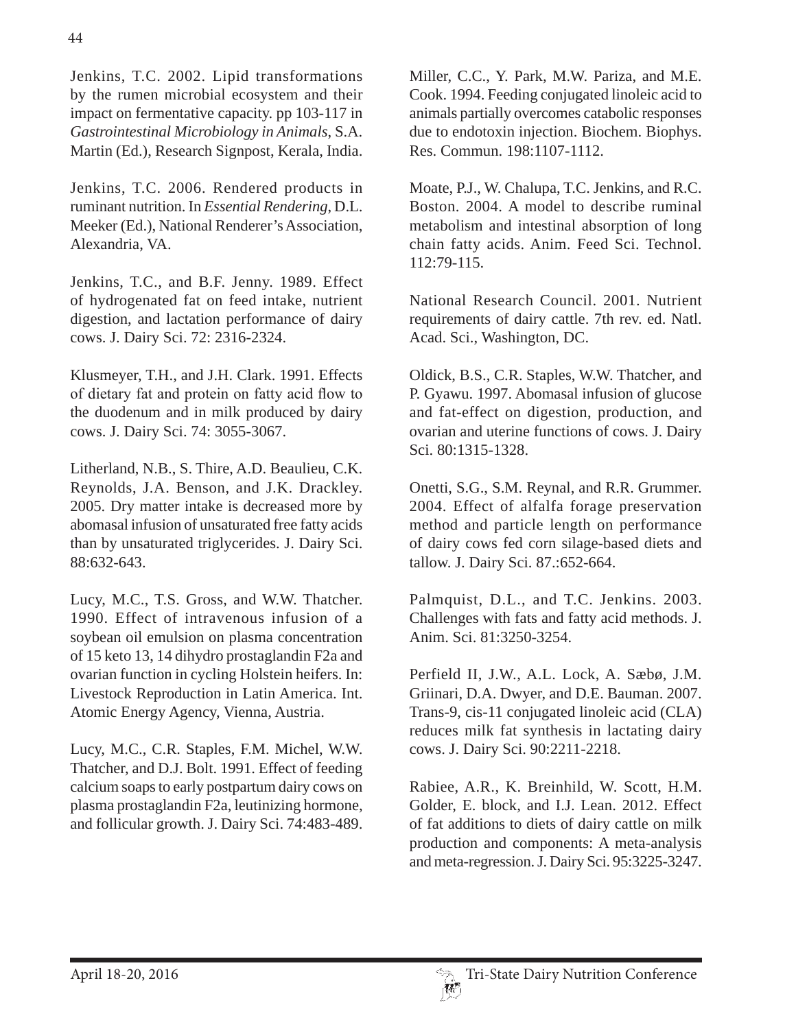Jenkins, T.C. 2002. Lipid transformations by the rumen microbial ecosystem and their impact on fermentative capacity. pp 103-117 in *Gastrointestinal Microbiology in Animals*, S.A. Martin (Ed.), Research Signpost, Kerala, India.

Jenkins, T.C. 2006. Rendered products in ruminant nutrition. In *Essential Rendering*, D.L. Meeker (Ed.), National Renderer's Association, Alexandria, VA.

Jenkins, T.C., and B.F. Jenny. 1989. Effect of hydrogenated fat on feed intake, nutrient digestion, and lactation performance of dairy cows. J. Dairy Sci. 72: 2316-2324.

Klusmeyer, T.H., and J.H. Clark. 1991. Effects of dietary fat and protein on fatty acid flow to the duodenum and in milk produced by dairy cows. J. Dairy Sci. 74: 3055-3067.

Litherland, N.B., S. Thire, A.D. Beaulieu, C.K. Reynolds, J.A. Benson, and J.K. Drackley. 2005. Dry matter intake is decreased more by abomasal infusion of unsaturated free fatty acids than by unsaturated triglycerides. J. Dairy Sci. 88:632-643.

Lucy, M.C., T.S. Gross, and W.W. Thatcher. 1990. Effect of intravenous infusion of a soybean oil emulsion on plasma concentration of 15 keto 13, 14 dihydro prostaglandin F2a and ovarian function in cycling Holstein heifers. In: Livestock Reproduction in Latin America. Int. Atomic Energy Agency, Vienna, Austria.

Lucy, M.C., C.R. Staples, F.M. Michel, W.W. Thatcher, and D.J. Bolt. 1991. Effect of feeding calcium soaps to early postpartum dairy cows on plasma prostaglandin F2a, leutinizing hormone, and follicular growth. J. Dairy Sci. 74:483-489.

Miller, C.C., Y. Park, M.W. Pariza, and M.E. Cook. 1994. Feeding conjugated linoleic acid to animals partially overcomes catabolic responses due to endotoxin injection. Biochem. Biophys. Res. Commun. 198:1107-1112.

Moate, P.J., W. Chalupa, T.C. Jenkins, and R.C. Boston. 2004. A model to describe ruminal metabolism and intestinal absorption of long chain fatty acids. Anim. Feed Sci. Technol. 112:79-115.

National Research Council. 2001. Nutrient requirements of dairy cattle. 7th rev. ed. Natl. Acad. Sci., Washington, DC.

Oldick, B.S., C.R. Staples, W.W. Thatcher, and P. Gyawu. 1997. Abomasal infusion of glucose and fat-effect on digestion, production, and ovarian and uterine functions of cows. J. Dairy Sci. 80:1315-1328.

Onetti, S.G., S.M. Reynal, and R.R. Grummer. 2004. Effect of alfalfa forage preservation method and particle length on performance of dairy cows fed corn silage-based diets and tallow. J. Dairy Sci. 87.:652-664.

Palmquist, D.L., and T.C. Jenkins. 2003. Challenges with fats and fatty acid methods. J. Anim. Sci. 81:3250-3254.

Perfield II, J.W., A.L. Lock, A. Sæbø, J.M. Griinari, D.A. Dwyer, and D.E. Bauman. 2007. Trans-9, cis-11 conjugated linoleic acid (CLA) reduces milk fat synthesis in lactating dairy cows. J. Dairy Sci. 90:2211-2218.

Rabiee, A.R., K. Breinhild, W. Scott, H.M. Golder, E. block, and I.J. Lean. 2012. Effect of fat additions to diets of dairy cattle on milk production and components: A meta-analysis and meta-regression. J. Dairy Sci. 95:3225-3247.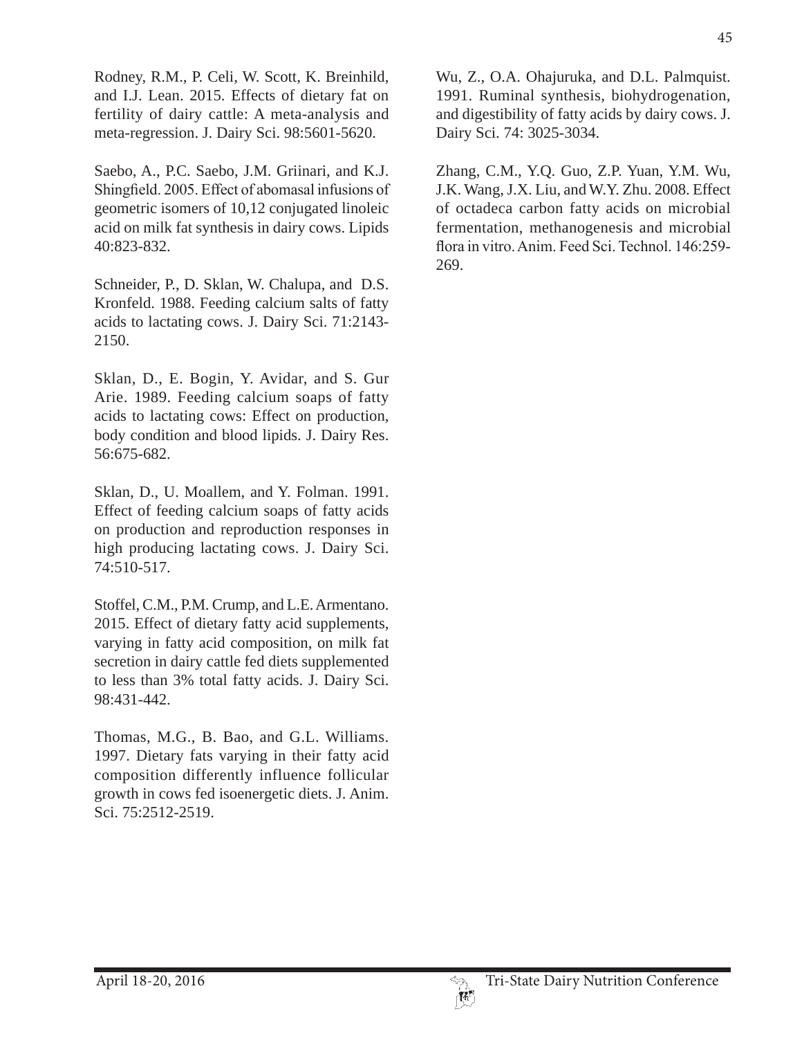Rodney, R.M., P. Celi, W. Scott, K. Breinhild, and I.J. Lean. 2015. Effects of dietary fat on fertility of dairy cattle: A meta-analysis and meta-regression. J. Dairy Sci. 98:5601-5620.

Saebo, A., P.C. Saebo, J.M. Griinari, and K.J. Shingfield. 2005. Effect of abomasal infusions of geometric isomers of 10,12 conjugated linoleic acid on milk fat synthesis in dairy cows. Lipids 40:823-832.

Schneider, P., D. Sklan, W. Chalupa, and D.S. Kronfeld. 1988. Feeding calcium salts of fatty acids to lactating cows. J. Dairy Sci. 71:2143-2150.

Sklan, D., E. Bogin, Y. Avidar, and S. Gur Arie. 1989. Feeding calcium soaps of fatty acids to lactating cows: Effect on production, body condition and blood lipids. J. Dairy Res. 56:675-682.

Sklan, D., U. Moallem, and Y. Folman. 1991. Effect of feeding calcium soaps of fatty acids on production and reproduction responses in high producing lactating cows. J. Dairy Sci. 74:510-517.

Stoffel, C.M., P.M. Crump, and L.E. Armentano. 2015. Effect of dietary fatty acid supplements, varying in fatty acid composition, on milk fat secretion in dairy cattle fed diets supplemented to less than 3% total fatty acids. J. Dairy Sci. 98:431-442.

Thomas, M.G., B. Bao, and G.L. Williams. 1997. Dietary fats varying in their fatty acid composition differently influence follicular growth in cows fed isoenergetic diets. J. Anim. Sci. 75:2512-2519.

Wu, Z., O.A. Ohajuruka, and D.L. Palmquist. 1991. Ruminal synthesis, biohydrogenation, and digestibility of fatty acids by dairy cows. J. Dairy Sci. 74: 3025-3034.

Zhang, C.M., Y.Q. Guo, Z.P. Yuan, Y.M. Wu, J.K. Wang, J.X. Liu, and W.Y. Zhu. 2008. Effect of octadeca carbon fatty acids on microbial fermentation, methanogenesis and microbial flora in vitro. Anim. Feed Sci. Technol. 146:259-269.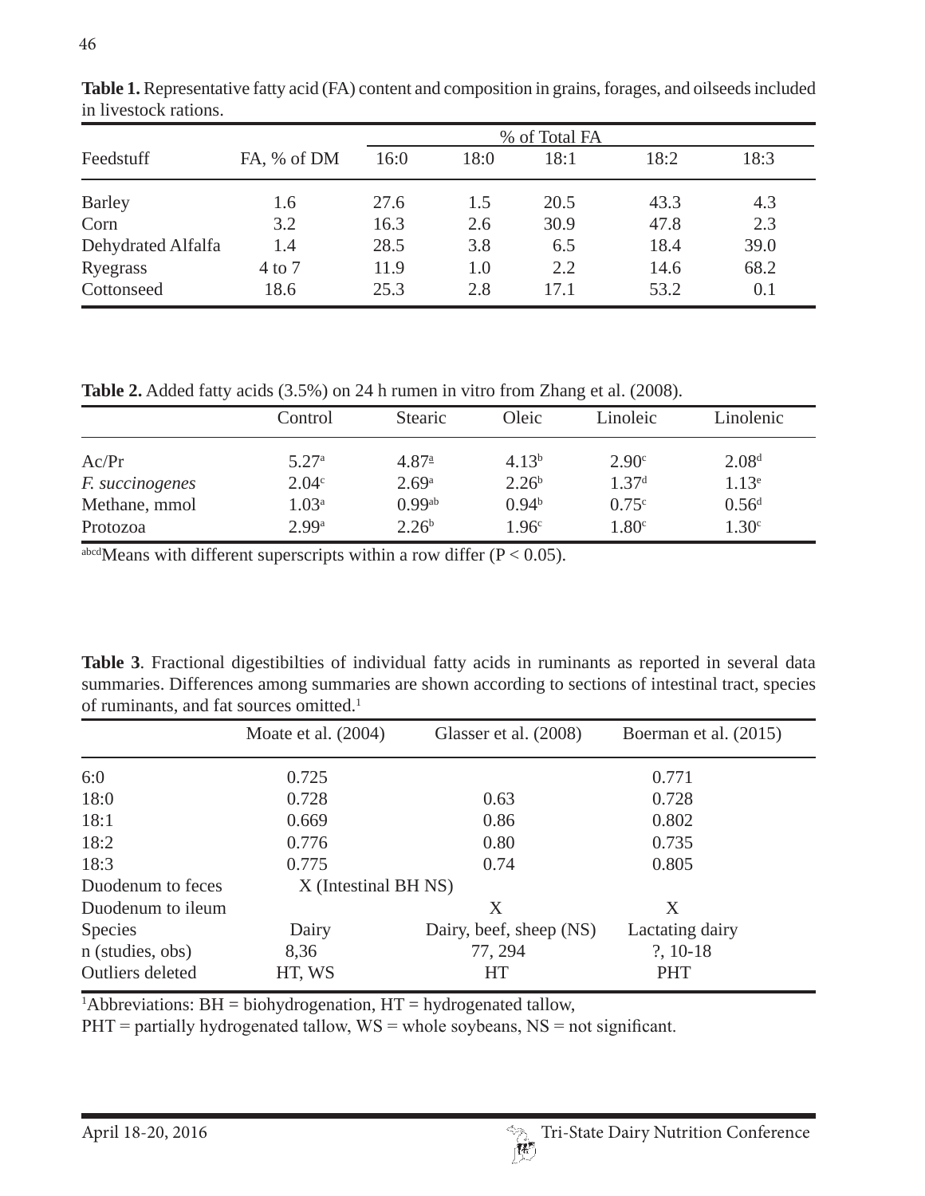**Table 1.** Representative fatty acid (FA) content and composition in grains, forages, and oilseeds included in livestock rations.

| Feedstuff | FA, % of DM | % of Total FA | | | | |
|---|---|---|---|---|---|---|
| | | 16:0 | 18:0 | 18:1 | 18:2 | 18:3 |
| Barley | 1.6 | 27.6 | 1.5 | 20.5 | 43.3 | 4.3 |
| Corn | 3.2 | 16.3 | 2.6 | 30.9 | 47.8 | 2.3 |
| Dehydrated Alfalfa | 1.4 | 28.5 | 3.8 | 6.5 | 18.4 | 39.0 |
| Ryegrass | 4 to 7 | 11.9 | 1.0 | 2.2 | 14.6 | 68.2 |
| Cottonseed | 18.6 | 25.3 | 2.8 | 17.1 | 53.2 | 0.1 |

**Table 2.** Added fatty acids (3.5%) on 24 h rumen in vitro from Zhang et al. (2008).

| | Control | Stearic | Oleic | Linoleic | Linolenic |
|---|---|---|---|---|---|
| Ac/Pr | 5.27[a] | 4.87[a] | 4.13[b] | 2.90[c] | 2.08[d] |
| *F. succinogenes* | 2.04[c] | 2.69[a] | 2.26[b] | 1.37[d] | 1.13[e] |
| Methane, mmol | 1.03[a] | 0.99[ab] | 0.94[b] | 0.75[c] | 0.56[d] |
| Protozoa | 2.99[a] | 2.26[b] | 1.96[c] | 1.80[c] | 1.30[c] |

[abcd]Means with different superscripts within a row differ ($P < 0.05$).

**Table 3**. Fractional digestibilties of individual fatty acids in ruminants as reported in several data summaries. Differences among summaries are shown according to sections of intestinal tract, species of ruminants, and fat sources omitted.[1]

| | Moate et al. (2004) | Glasser et al. (2008) | Boerman et al. (2015) |
|---|---|---|---|
| 6:0 | 0.725 | | 0.771 |
| 18:0 | 0.728 | 0.63 | 0.728 |
| 18:1 | 0.669 | 0.86 | 0.802 |
| 18:2 | 0.776 | 0.80 | 0.735 |
| 18:3 | 0.775 | 0.74 | 0.805 |
| Duodenum to feces | X (Intestinal BH NS) | | |
| Duodenum to ileum | | X | X |
| Species | Dairy | Dairy, beef, sheep (NS) | Lactating dairy |
| n (studies, obs) | 8,36 | 77, 294 | ?, 10-18 |
| Outliers deleted | HT, WS | HT | PHT |

[1]Abbreviations: BH = biohydrogenation, HT = hydrogenated tallow,
PHT = partially hydrogenated tallow, WS = whole soybeans, NS = not significant.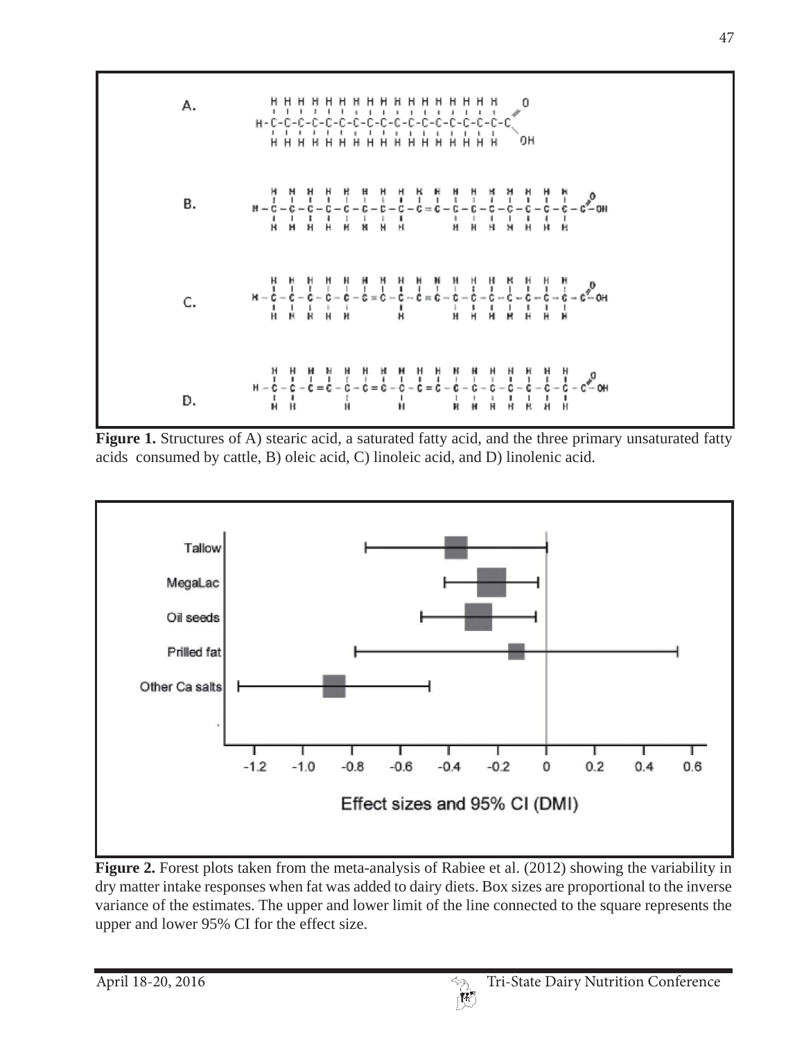**Figure 1.** Structures of A) stearic acid, a saturated fatty acid, and the three primary unsaturated fatty acids consumed by cattle, B) oleic acid, C) linoleic acid, and D) linolenic acid.

**Figure 2.** Forest plots taken from the meta-analysis of Rabiee et al. (2012) showing the variability in dry matter intake responses when fat was added to dairy diets. Box sizes are proportional to the inverse variance of the estimates. The upper and lower limit of the line connected to the square represents the upper and lower 95% CI for the effect size.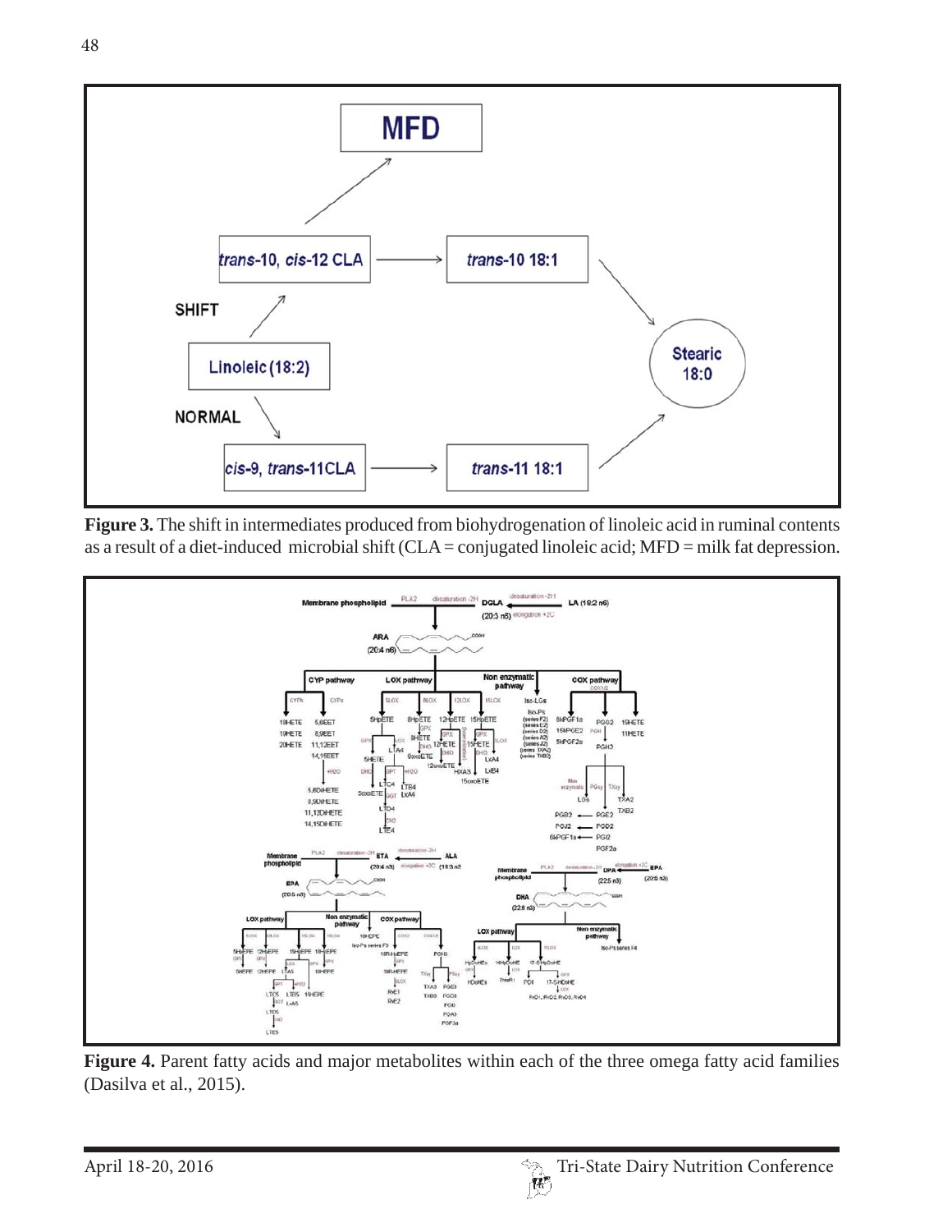MFD

*trans*-10, *cis*-12 CLA

*trans*-10 18:1

SHIFT

Linoleic (18:2)

Stearic 18:0

NORMAL

*cis*-9, *trans*-11CLA

*trans*-11 18:1

**Figure 3.** The shift in intermediates produced from biohydrogenation of linoleic acid in ruminal contents as a result of a diet-induced microbial shift (CLA = conjugated linoleic acid; MFD = milk fat depression.

**Figure 4.** Parent fatty acids and major metabolites within each of the three omega fatty acid families (Dasilva et al., 2015).